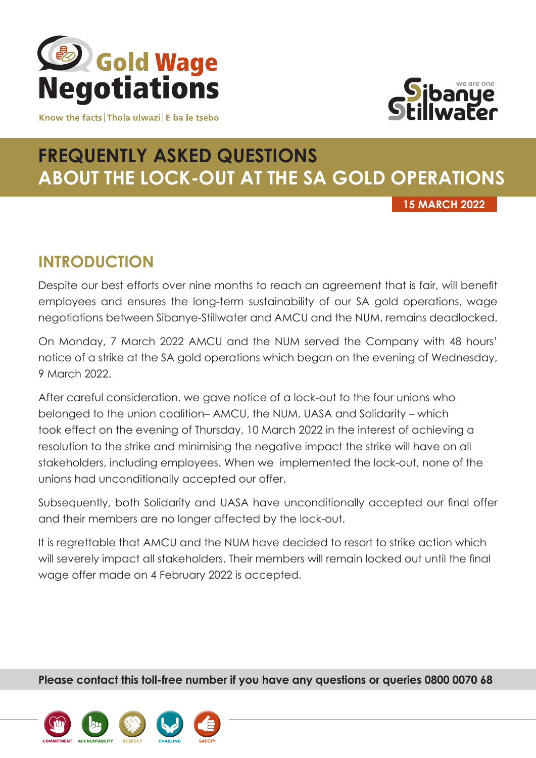# Gold Wage Negotiations

Know the facts | Thola ulwazi | E ba le tsebo

Sibanye Stillwater — we are one

## FREQUENTLY ASKED QUESTIONS ABOUT THE LOCK-OUT AT THE SA GOLD OPERATIONS

**15 MARCH 2022**

## INTRODUCTION

Despite our best efforts over nine months to reach an agreement that is fair, will benefit employees and ensures the long-term sustainability of our SA gold operations, wage negotiations between Sibanye-Stillwater and AMCU and the NUM, remains deadlocked.

On Monday, 7 March 2022 AMCU and the NUM served the Company with 48 hours' notice of a strike at the SA gold operations which began on the evening of Wednesday, 9 March 2022.

After careful consideration, we gave notice of a lock-out to the four unions who belonged to the union coalition– AMCU, the NUM, UASA and Solidarity – which took effect on the evening of Thursday, 10 March 2022 in the interest of achieving a resolution to the strike and minimising the negative impact the strike will have on all stakeholders, including employees. When we implemented the lock-out, none of the unions had unconditionally accepted our offer.

Subsequently, both Solidarity and UASA have unconditionally accepted our final offer and their members are no longer affected by the lock-out.

It is regrettable that AMCU and the NUM have decided to resort to strike action which will severely impact all stakeholders. Their members will remain locked out until the final wage offer made on 4 February 2022 is accepted.

**Please contact this toll-free number if you have any questions or queries 0800 0070 68**

COMMITMENT ACCOUNTABILITY RESPECT ENABLING SAFETY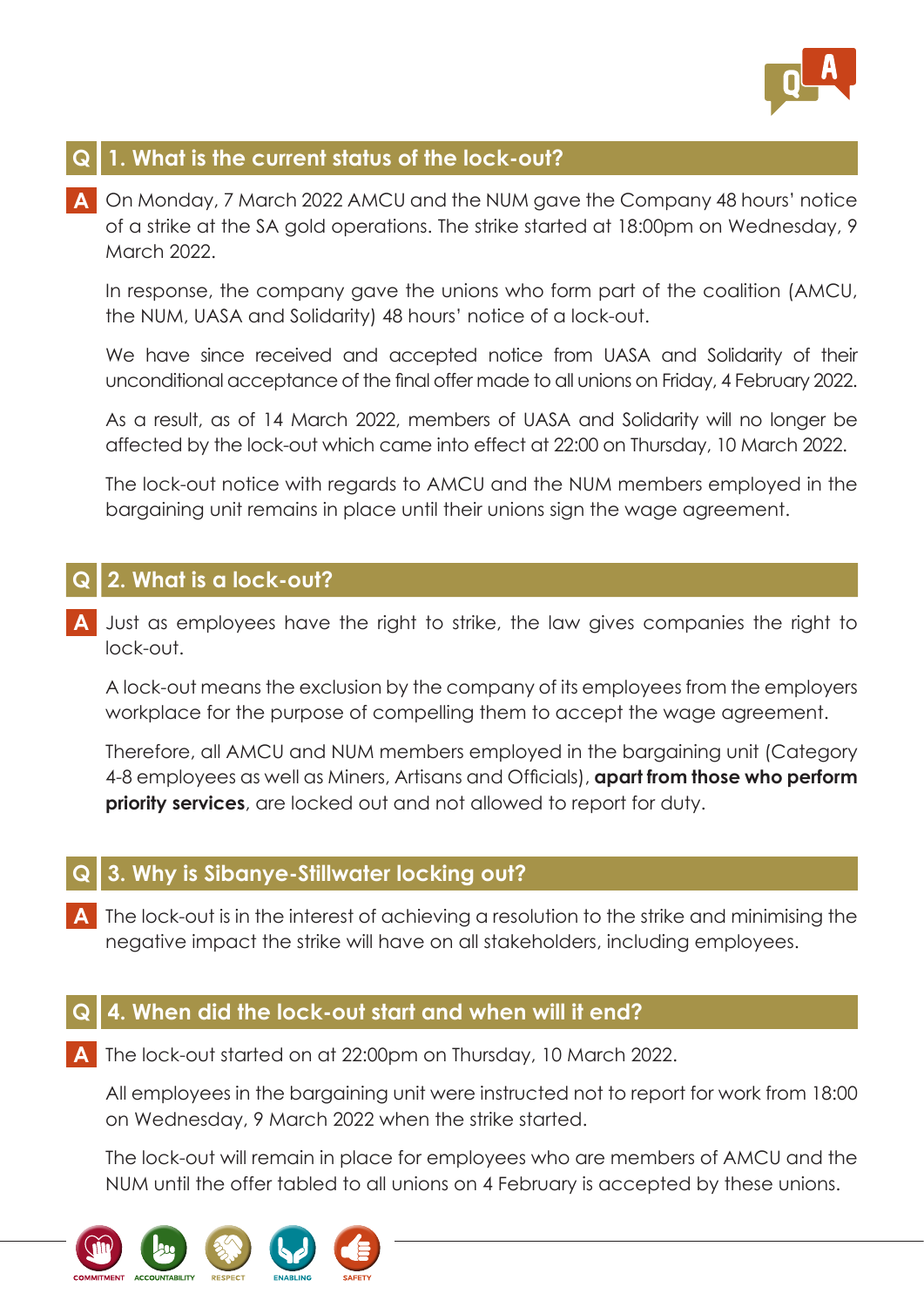## Q 1. What is the current status of the lock-out?

**A** On Monday, 7 March 2022 AMCU and the NUM gave the Company 48 hours' notice of a strike at the SA gold operations. The strike started at 18:00pm on Wednesday, 9 March 2022.

In response, the company gave the unions who form part of the coalition (AMCU, the NUM, UASA and Solidarity) 48 hours' notice of a lock-out.

We have since received and accepted notice from UASA and Solidarity of their unconditional acceptance of the final offer made to all unions on Friday, 4 February 2022.

As a result, as of 14 March 2022, members of UASA and Solidarity will no longer be affected by the lock-out which came into effect at 22:00 on Thursday, 10 March 2022.

The lock-out notice with regards to AMCU and the NUM members employed in the bargaining unit remains in place until their unions sign the wage agreement.

## Q 2. What is a lock-out?

**A** Just as employees have the right to strike, the law gives companies the right to lock-out.

A lock-out means the exclusion by the company of its employees from the employers workplace for the purpose of compelling them to accept the wage agreement.

Therefore, all AMCU and NUM members employed in the bargaining unit (Category 4-8 employees as well as Miners, Artisans and Officials), **apart from those who perform priority services**, are locked out and not allowed to report for duty.

## Q 3. Why is Sibanye-Stillwater locking out?

**A** The lock-out is in the interest of achieving a resolution to the strike and minimising the negative impact the strike will have on all stakeholders, including employees.

## Q 4. When did the lock-out start and when will it end?

**A** The lock-out started on at 22:00pm on Thursday, 10 March 2022.

All employees in the bargaining unit were instructed not to report for work from 18:00 on Wednesday, 9 March 2022 when the strike started.

The lock-out will remain in place for employees who are members of AMCU and the NUM until the offer tabled to all unions on 4 February is accepted by these unions.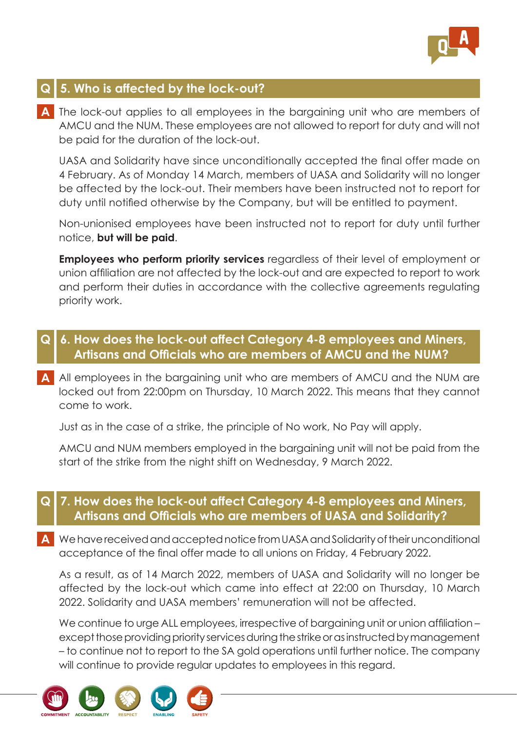## Q 5. Who is affected by the lock-out?

**A** The lock-out applies to all employees in the bargaining unit who are members of AMCU and the NUM. These employees are not allowed to report for duty and will not be paid for the duration of the lock-out.

UASA and Solidarity have since unconditionally accepted the final offer made on 4 February. As of Monday 14 March, members of UASA and Solidarity will no longer be affected by the lock-out. Their members have been instructed not to report for duty until notified otherwise by the Company, but will be entitled to payment.

Non-unionised employees have been instructed not to report for duty until further notice, **but will be paid**.

**Employees who perform priority services** regardless of their level of employment or union affiliation are not affected by the lock-out and are expected to report to work and perform their duties in accordance with the collective agreements regulating priority work.

## Q 6. How does the lock-out affect Category 4-8 employees and Miners, Artisans and Officials who are members of AMCU and the NUM?

**A** All employees in the bargaining unit who are members of AMCU and the NUM are locked out from 22:00pm on Thursday, 10 March 2022. This means that they cannot come to work.

Just as in the case of a strike, the principle of No work, No Pay will apply.

AMCU and NUM members employed in the bargaining unit will not be paid from the start of the strike from the night shift on Wednesday, 9 March 2022.

## Q 7. How does the lock-out affect Category 4-8 employees and Miners, Artisans and Officials who are members of UASA and Solidarity?

**A** We have received and accepted notice from UASA and Solidarity of their unconditional acceptance of the final offer made to all unions on Friday, 4 February 2022.

As a result, as of 14 March 2022, members of UASA and Solidarity will no longer be affected by the lock-out which came into effect at 22:00 on Thursday, 10 March 2022. Solidarity and UASA members' remuneration will not be affected.

We continue to urge ALL employees, irrespective of bargaining unit or union affiliation – except those providing priority services during the strike or as instructed by management – to continue not to report to the SA gold operations until further notice. The company will continue to provide regular updates to employees in this regard.

COMMITMENT ACCOUNTABILITY RESPECT ENABLING SAFETY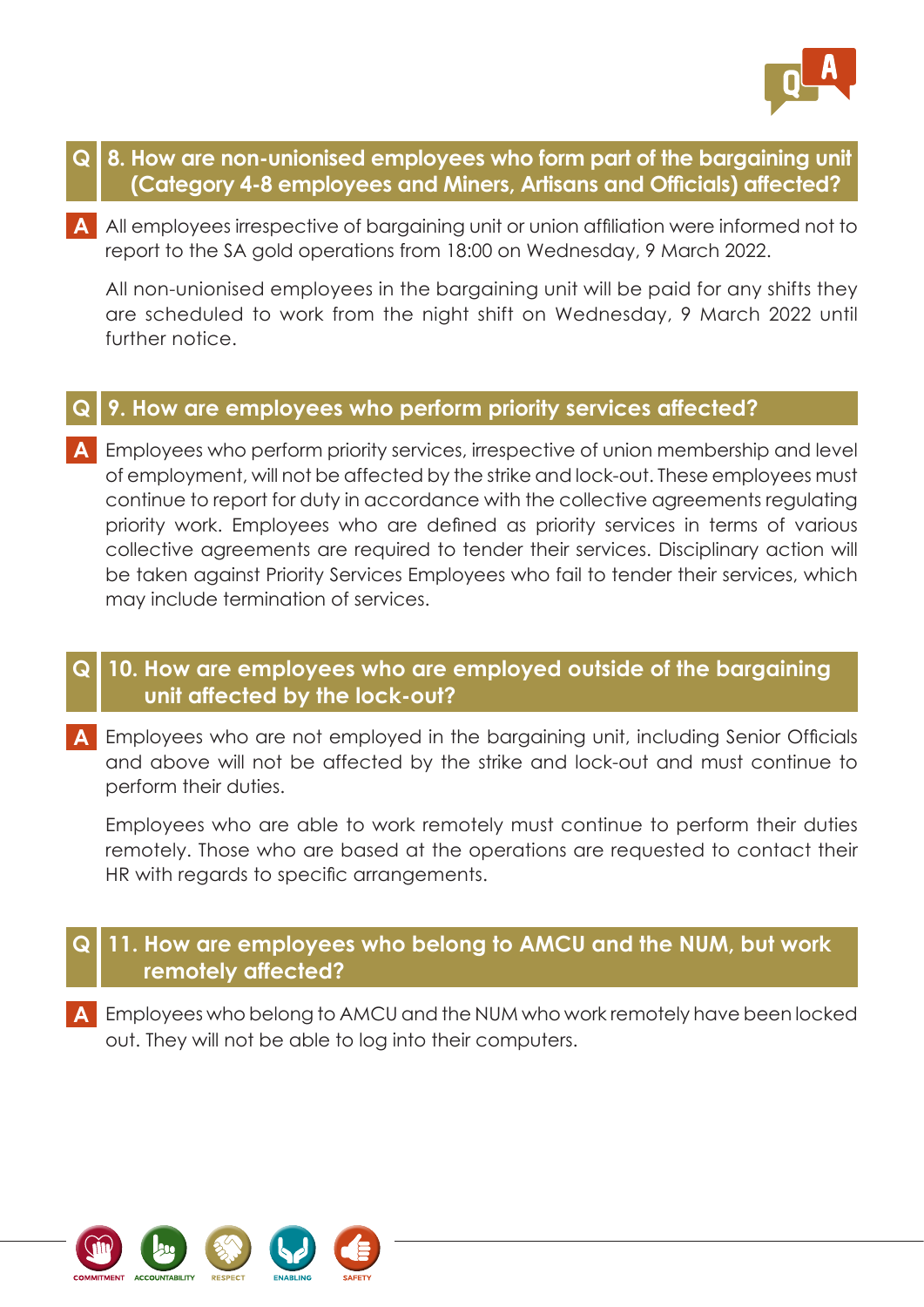## Q 8. How are non-unionised employees who form part of the bargaining unit (Category 4-8 employees and Miners, Artisans and Officials) affected?

**A** All employees irrespective of bargaining unit or union affiliation were informed not to report to the SA gold operations from 18:00 on Wednesday, 9 March 2022.

All non-unionised employees in the bargaining unit will be paid for any shifts they are scheduled to work from the night shift on Wednesday, 9 March 2022 until further notice.

## Q 9. How are employees who perform priority services affected?

**A** Employees who perform priority services, irrespective of union membership and level of employment, will not be affected by the strike and lock-out. These employees must continue to report for duty in accordance with the collective agreements regulating priority work. Employees who are defined as priority services in terms of various collective agreements are required to tender their services. Disciplinary action will be taken against Priority Services Employees who fail to tender their services, which may include termination of services.

## Q 10. How are employees who are employed outside of the bargaining unit affected by the lock-out?

**A** Employees who are not employed in the bargaining unit, including Senior Officials and above will not be affected by the strike and lock-out and must continue to perform their duties.

Employees who are able to work remotely must continue to perform their duties remotely. Those who are based at the operations are requested to contact their HR with regards to specific arrangements.

## Q 11. How are employees who belong to AMCU and the NUM, but work remotely affected?

**A** Employees who belong to AMCU and the NUM who work remotely have been locked out. They will not be able to log into their computers.

COMMITMENT ACCOUNTABILITY RESPECT ENABLING SAFETY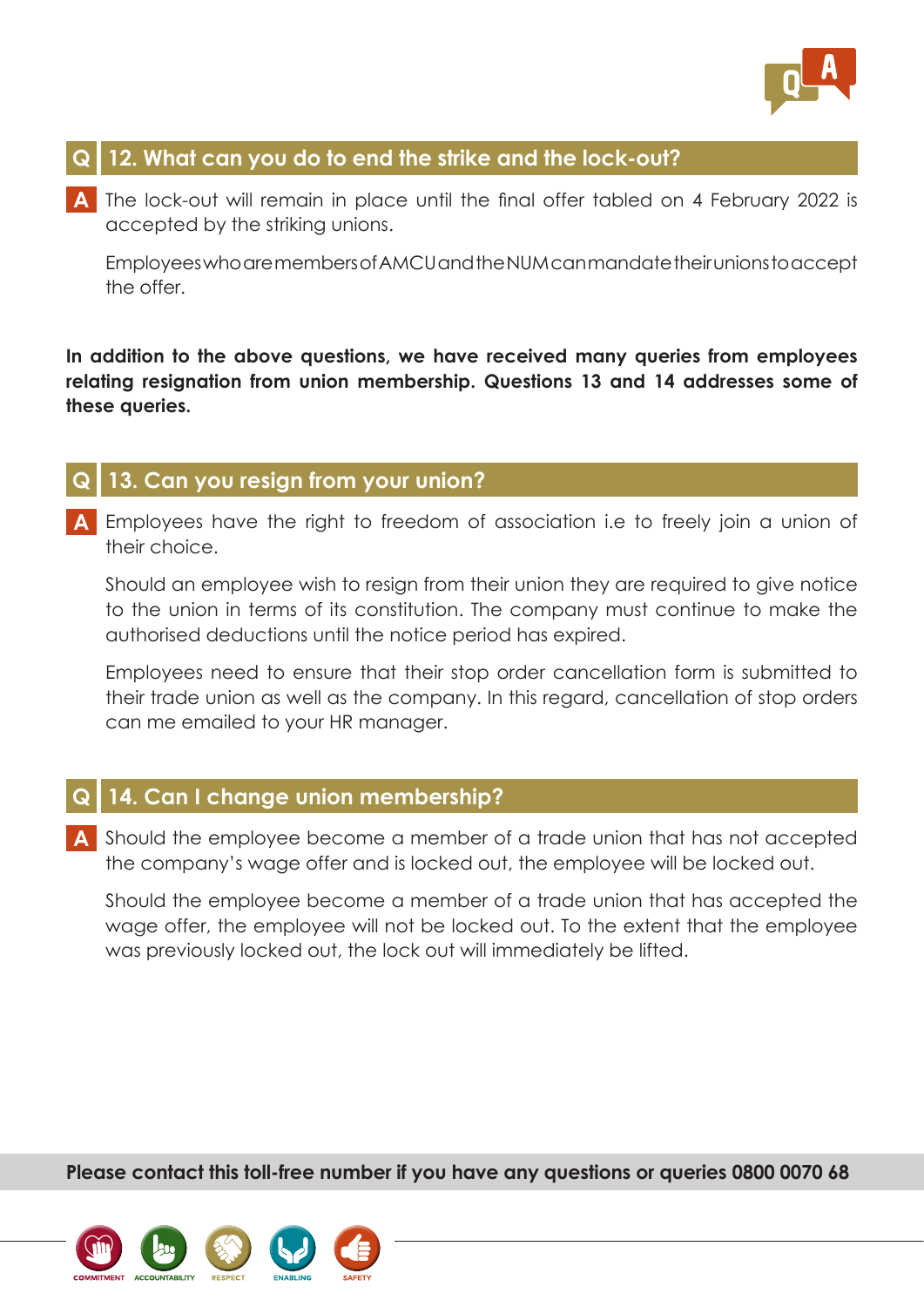## Q 12. What can you do to end the strike and the lock-out?

**A** The lock-out will remain in place until the final offer tabled on 4 February 2022 is accepted by the striking unions.

Employees who are members of AMCU and the NUM can mandate their unions to accept the offer.

**In addition to the above questions, we have received many queries from employees relating resignation from union membership. Questions 13 and 14 addresses some of these queries.**

## Q 13. Can you resign from your union?

**A** Employees have the right to freedom of association i.e to freely join a union of their choice.

Should an employee wish to resign from their union they are required to give notice to the union in terms of its constitution. The company must continue to make the authorised deductions until the notice period has expired.

Employees need to ensure that their stop order cancellation form is submitted to their trade union as well as the company. In this regard, cancellation of stop orders can me emailed to your HR manager.

## Q 14. Can I change union membership?

**A** Should the employee become a member of a trade union that has not accepted the company's wage offer and is locked out, the employee will be locked out.

Should the employee become a member of a trade union that has accepted the wage offer, the employee will not be locked out. To the extent that the employee was previously locked out, the lock out will immediately be lifted.

**Please contact this toll-free number if you have any questions or queries 0800 0070 68**

COMMITMENT ACCOUNTABILITY RESPECT ENABLING SAFETY